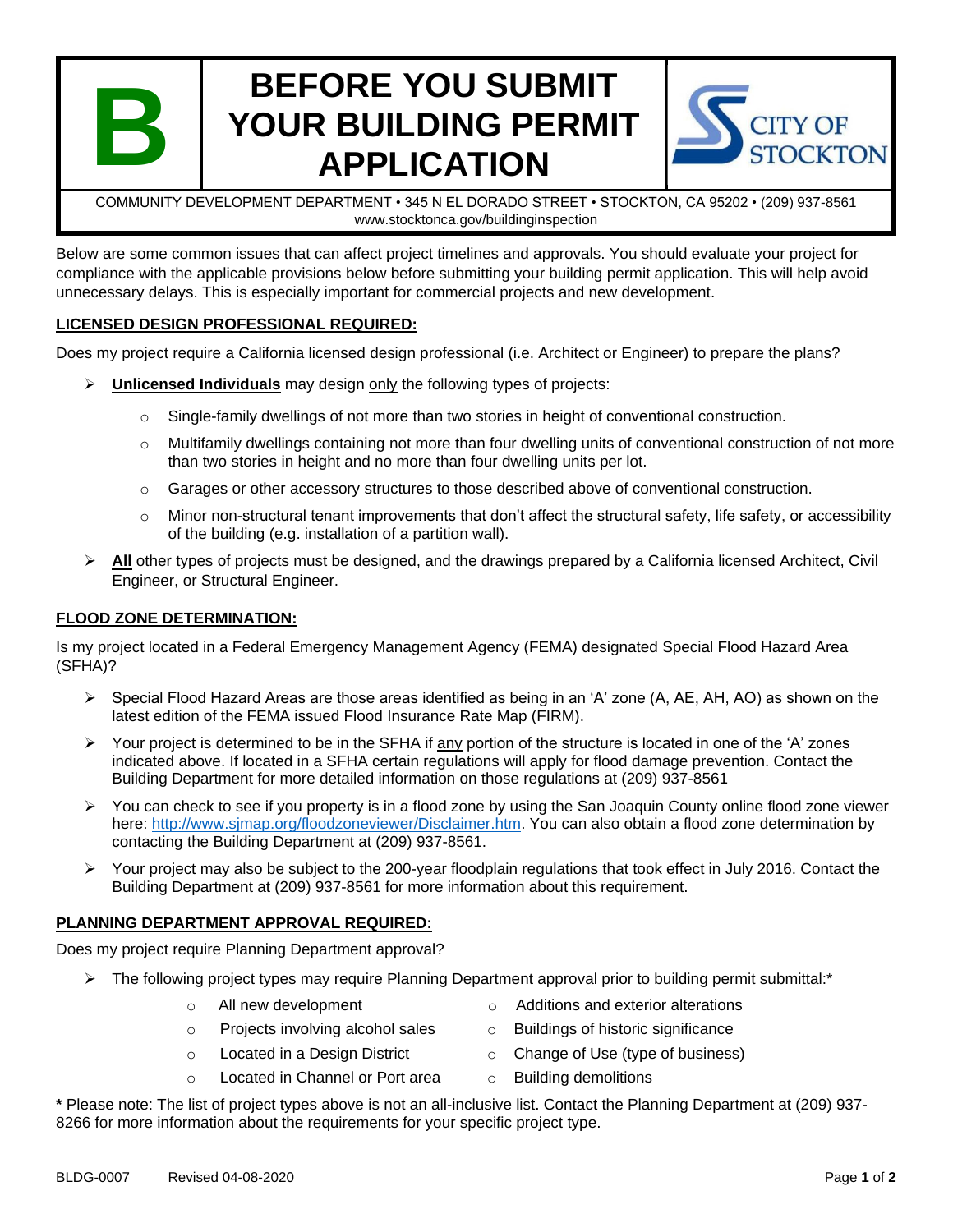# B — BEFORE YOU SUBMIT YOUR BUILDING PERMIT APPLICATION

CITY OF STOCKTON

COMMUNITY DEVELOPMENT DEPARTMENT • 345 N EL DORADO STREET • STOCKTON, CA 95202 • (209) 937-8561
www.stocktonca.gov/buildinginspection

Below are some common issues that can affect project timelines and approvals. You should evaluate your project for compliance with the applicable provisions below before submitting your building permit application. This will help avoid unnecessary delays. This is especially important for commercial projects and new development.

## LICENSED DESIGN PROFESSIONAL REQUIRED:

Does my project require a California licensed design professional (i.e. Architect or Engineer) to prepare the plans?

- **Unlicensed Individuals** may design only the following types of projects:
  - Single-family dwellings of not more than two stories in height of conventional construction.
  - Multifamily dwellings containing not more than four dwelling units of conventional construction of not more than two stories in height and no more than four dwelling units per lot.
  - Garages or other accessory structures to those described above of conventional construction.
  - Minor non-structural tenant improvements that don't affect the structural safety, life safety, or accessibility of the building (e.g. installation of a partition wall).
- **All** other types of projects must be designed, and the drawings prepared by a California licensed Architect, Civil Engineer, or Structural Engineer.

## FLOOD ZONE DETERMINATION:

Is my project located in a Federal Emergency Management Agency (FEMA) designated Special Flood Hazard Area (SFHA)?

- Special Flood Hazard Areas are those areas identified as being in an 'A' zone (A, AE, AH, AO) as shown on the latest edition of the FEMA issued Flood Insurance Rate Map (FIRM).
- Your project is determined to be in the SFHA if any portion of the structure is located in one of the 'A' zones indicated above. If located in a SFHA certain regulations will apply for flood damage prevention. Contact the Building Department for more detailed information on those regulations at (209) 937-8561
- You can check to see if you property is in a flood zone by using the San Joaquin County online flood zone viewer here: http://www.sjmap.org/floodzoneviewer/Disclaimer.htm. You can also obtain a flood zone determination by contacting the Building Department at (209) 937-8561.
- Your project may also be subject to the 200-year floodplain regulations that took effect in July 2016. Contact the Building Department at (209) 937-8561 for more information about this requirement.

## PLANNING DEPARTMENT APPROVAL REQUIRED:

Does my project require Planning Department approval?

- The following project types may require Planning Department approval prior to building permit submittal:*
  - All new development
  - Projects involving alcohol sales
  - Located in a Design District
  - Located in Channel or Port area
  - Additions and exterior alterations
  - Buildings of historic significance
  - Change of Use (type of business)
  - Building demolitions

**\*** Please note: The list of project types above is not an all-inclusive list. Contact the Planning Department at (209) 937-8266 for more information about the requirements for your specific project type.

BLDG-0007 Revised 04-08-2020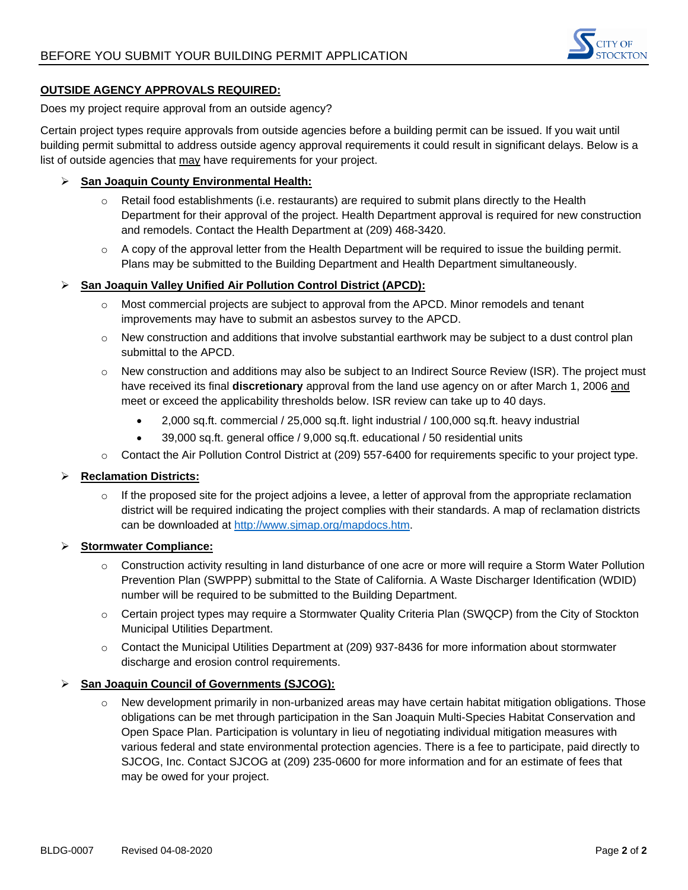## OUTSIDE AGENCY APPROVALS REQUIRED:

Does my project require approval from an outside agency?

Certain project types require approvals from outside agencies before a building permit can be issued. If you wait until building permit submittal to address outside agency approval requirements it could result in significant delays. Below is a list of outside agencies that may have requirements for your project.

- **San Joaquin County Environmental Health:**
  - Retail food establishments (i.e. restaurants) are required to submit plans directly to the Health Department for their approval of the project. Health Department approval is required for new construction and remodels. Contact the Health Department at (209) 468-3420.
  - A copy of the approval letter from the Health Department will be required to issue the building permit. Plans may be submitted to the Building Department and Health Department simultaneously.

- **San Joaquin Valley Unified Air Pollution Control District (APCD):**
  - Most commercial projects are subject to approval from the APCD. Minor remodels and tenant improvements may have to submit an asbestos survey to the APCD.
  - New construction and additions that involve substantial earthwork may be subject to a dust control plan submittal to the APCD.
  - New construction and additions may also be subject to an Indirect Source Review (ISR). The project must have received its final **discretionary** approval from the land use agency on or after March 1, 2006 and meet or exceed the applicability thresholds below. ISR review can take up to 40 days.
    - 2,000 sq.ft. commercial / 25,000 sq.ft. light industrial / 100,000 sq.ft. heavy industrial
    - 39,000 sq.ft. general office / 9,000 sq.ft. educational / 50 residential units
  - Contact the Air Pollution Control District at (209) 557-6400 for requirements specific to your project type.

- **Reclamation Districts:**
  - If the proposed site for the project adjoins a levee, a letter of approval from the appropriate reclamation district will be required indicating the project complies with their standards. A map of reclamation districts can be downloaded at http://www.sjmap.org/mapdocs.htm.

- **Stormwater Compliance:**
  - Construction activity resulting in land disturbance of one acre or more will require a Storm Water Pollution Prevention Plan (SWPPP) submittal to the State of California. A Waste Discharger Identification (WDID) number will be required to be submitted to the Building Department.
  - Certain project types may require a Stormwater Quality Criteria Plan (SWQCP) from the City of Stockton Municipal Utilities Department.
  - Contact the Municipal Utilities Department at (209) 937-8436 for more information about stormwater discharge and erosion control requirements.

- **San Joaquin Council of Governments (SJCOG):**
  - New development primarily in non-urbanized areas may have certain habitat mitigation obligations. Those obligations can be met through participation in the San Joaquin Multi-Species Habitat Conservation and Open Space Plan. Participation is voluntary in lieu of negotiating individual mitigation measures with various federal and state environmental protection agencies. There is a fee to participate, paid directly to SJCOG, Inc. Contact SJCOG at (209) 235-0600 for more information and for an estimate of fees that may be owed for your project.